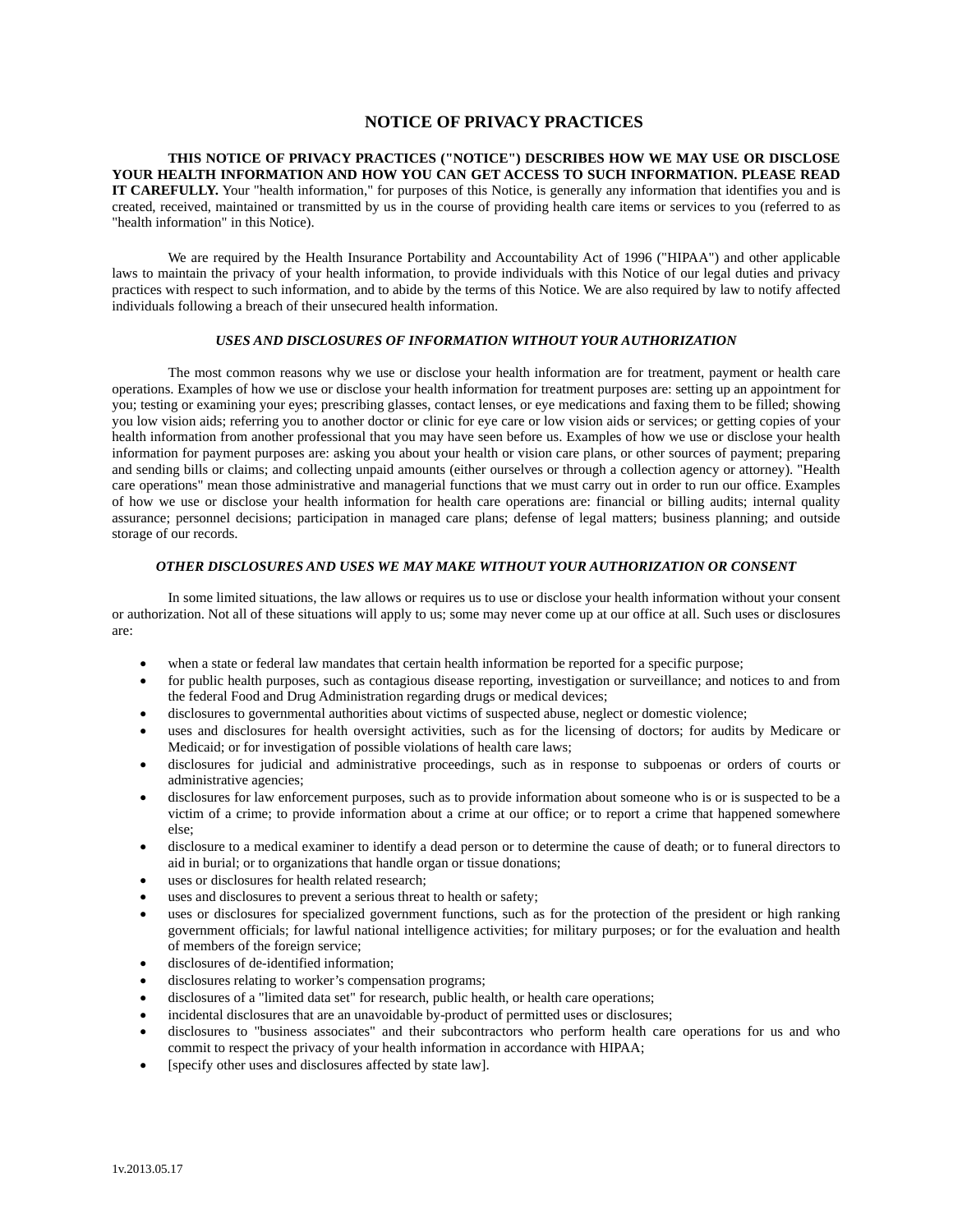# NOTICE OF PRIVACY PRACTICES

**THIS NOTICE OF PRIVACY PRACTICES ("NOTICE") DESCRIBES HOW WE MAY USE OR DISCLOSE YOUR HEALTH INFORMATION AND HOW YOU CAN GET ACCESS TO SUCH INFORMATION. PLEASE READ IT CAREFULLY.** Your "health information," for purposes of this Notice, is generally any information that identifies you and is created, received, maintained or transmitted by us in the course of providing health care items or services to you (referred to as "health information" in this Notice).

We are required by the Health Insurance Portability and Accountability Act of 1996 ("HIPAA") and other applicable laws to maintain the privacy of your health information, to provide individuals with this Notice of our legal duties and privacy practices with respect to such information, and to abide by the terms of this Notice. We are also required by law to notify affected individuals following a breach of their unsecured health information.

### *USES AND DISCLOSURES OF INFORMATION WITHOUT YOUR AUTHORIZATION*

The most common reasons why we use or disclose your health information are for treatment, payment or health care operations. Examples of how we use or disclose your health information for treatment purposes are: setting up an appointment for you; testing or examining your eyes; prescribing glasses, contact lenses, or eye medications and faxing them to be filled; showing you low vision aids; referring you to another doctor or clinic for eye care or low vision aids or services; or getting copies of your health information from another professional that you may have seen before us. Examples of how we use or disclose your health information for payment purposes are: asking you about your health or vision care plans, or other sources of payment; preparing and sending bills or claims; and collecting unpaid amounts (either ourselves or through a collection agency or attorney). "Health care operations" mean those administrative and managerial functions that we must carry out in order to run our office. Examples of how we use or disclose your health information for health care operations are: financial or billing audits; internal quality assurance; personnel decisions; participation in managed care plans; defense of legal matters; business planning; and outside storage of our records.

### *OTHER DISCLOSURES AND USES WE MAY MAKE WITHOUT YOUR AUTHORIZATION OR CONSENT*

In some limited situations, the law allows or requires us to use or disclose your health information without your consent or authorization. Not all of these situations will apply to us; some may never come up at our office at all. Such uses or disclosures are:

- when a state or federal law mandates that certain health information be reported for a specific purpose;
- for public health purposes, such as contagious disease reporting, investigation or surveillance; and notices to and from the federal Food and Drug Administration regarding drugs or medical devices;
- disclosures to governmental authorities about victims of suspected abuse, neglect or domestic violence;
- uses and disclosures for health oversight activities, such as for the licensing of doctors; for audits by Medicare or Medicaid; or for investigation of possible violations of health care laws;
- disclosures for judicial and administrative proceedings, such as in response to subpoenas or orders of courts or administrative agencies;
- disclosures for law enforcement purposes, such as to provide information about someone who is or is suspected to be a victim of a crime; to provide information about a crime at our office; or to report a crime that happened somewhere else;
- disclosure to a medical examiner to identify a dead person or to determine the cause of death; or to funeral directors to aid in burial; or to organizations that handle organ or tissue donations;
- uses or disclosures for health related research;
- uses and disclosures to prevent a serious threat to health or safety;
- uses or disclosures for specialized government functions, such as for the protection of the president or high ranking government officials; for lawful national intelligence activities; for military purposes; or for the evaluation and health of members of the foreign service;
- disclosures of de-identified information;
- disclosures relating to worker's compensation programs;
- disclosures of a "limited data set" for research, public health, or health care operations;
- incidental disclosures that are an unavoidable by-product of permitted uses or disclosures;
- disclosures to "business associates" and their subcontractors who perform health care operations for us and who commit to respect the privacy of your health information in accordance with HIPAA;
- [specify other uses and disclosures affected by state law].

1v.2013.05.17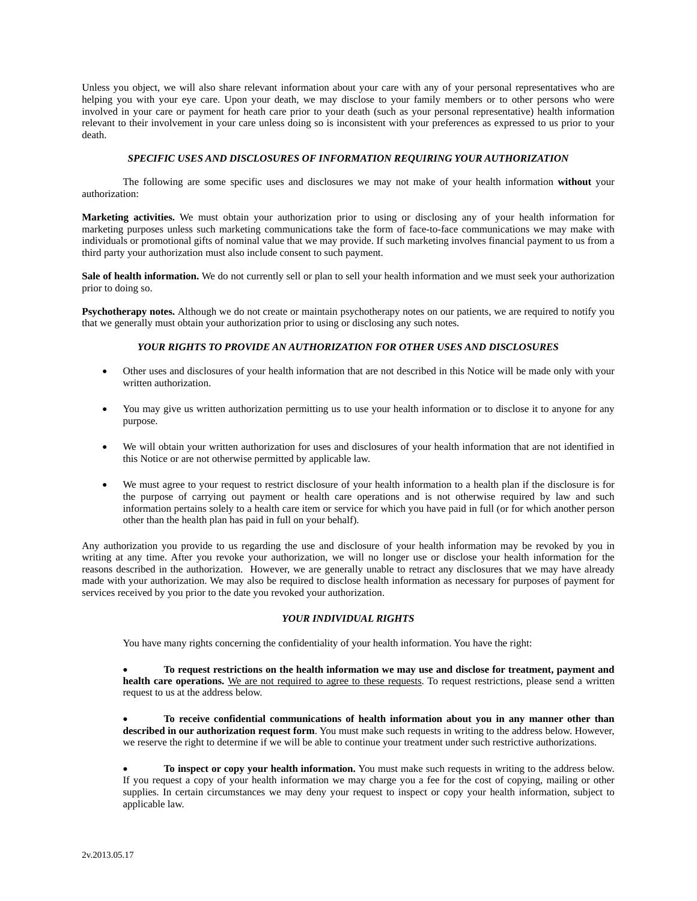Unless you object, we will also share relevant information about your care with any of your personal representatives who are helping you with your eye care. Upon your death, we may disclose to your family members or to other persons who were involved in your care or payment for heath care prior to your death (such as your personal representative) health information relevant to their involvement in your care unless doing so is inconsistent with your preferences as expressed to us prior to your death.

### *SPECIFIC USES AND DISCLOSURES OF INFORMATION REQUIRING YOUR AUTHORIZATION*

The following are some specific uses and disclosures we may not make of your health information **without** your authorization:

**Marketing activities.** We must obtain your authorization prior to using or disclosing any of your health information for marketing purposes unless such marketing communications take the form of face-to-face communications we may make with individuals or promotional gifts of nominal value that we may provide. If such marketing involves financial payment to us from a third party your authorization must also include consent to such payment.

**Sale of health information.** We do not currently sell or plan to sell your health information and we must seek your authorization prior to doing so.

**Psychotherapy notes.** Although we do not create or maintain psychotherapy notes on our patients, we are required to notify you that we generally must obtain your authorization prior to using or disclosing any such notes.

### *YOUR RIGHTS TO PROVIDE AN AUTHORIZATION FOR OTHER USES AND DISCLOSURES*

- Other uses and disclosures of your health information that are not described in this Notice will be made only with your written authorization.
- You may give us written authorization permitting us to use your health information or to disclose it to anyone for any purpose.
- We will obtain your written authorization for uses and disclosures of your health information that are not identified in this Notice or are not otherwise permitted by applicable law.
- We must agree to your request to restrict disclosure of your health information to a health plan if the disclosure is for the purpose of carrying out payment or health care operations and is not otherwise required by law and such information pertains solely to a health care item or service for which you have paid in full (or for which another person other than the health plan has paid in full on your behalf).

Any authorization you provide to us regarding the use and disclosure of your health information may be revoked by you in writing at any time. After you revoke your authorization, we will no longer use or disclose your health information for the reasons described in the authorization. However, we are generally unable to retract any disclosures that we may have already made with your authorization. We may also be required to disclose health information as necessary for purposes of payment for services received by you prior to the date you revoked your authorization.

### *YOUR INDIVIDUAL RIGHTS*

You have many rights concerning the confidentiality of your health information. You have the right:

- **To request restrictions on the health information we may use and disclose for treatment, payment and health care operations.** <u>We are not required to agree to these requests</u>. To request restrictions, please send a written request to us at the address below.

- **To receive confidential communications of health information about you in any manner other than described in our authorization request form**. You must make such requests in writing to the address below. However, we reserve the right to determine if we will be able to continue your treatment under such restrictive authorizations.

- **To inspect or copy your health information.** You must make such requests in writing to the address below. If you request a copy of your health information we may charge you a fee for the cost of copying, mailing or other supplies. In certain circumstances we may deny your request to inspect or copy your health information, subject to applicable law.

2v.2013.05.17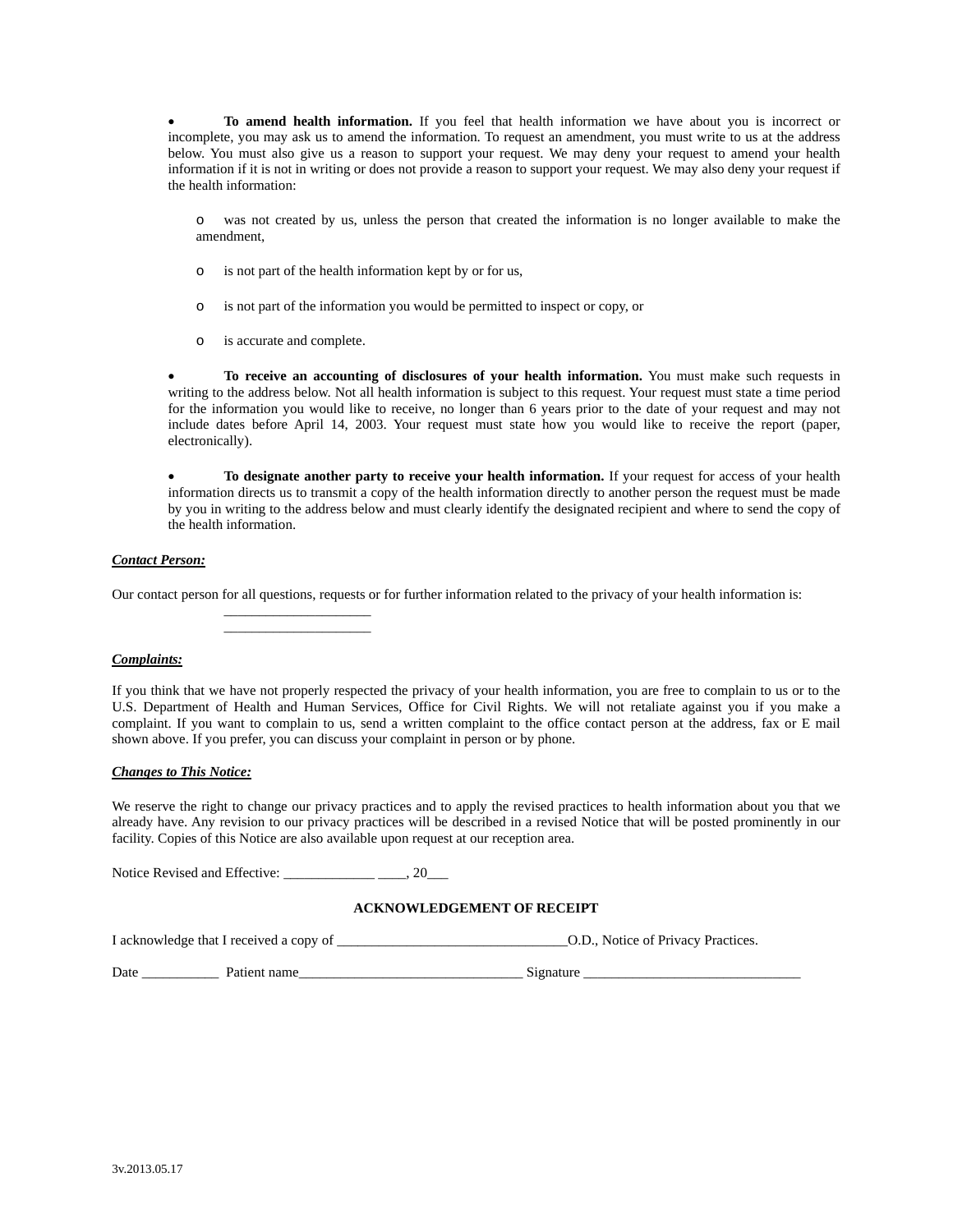- **To amend health information.** If you feel that health information we have about you is incorrect or incomplete, you may ask us to amend the information. To request an amendment, you must write to us at the address below. You must also give us a reason to support your request. We may deny your request to amend your health information if it is not in writing or does not provide a reason to support your request. We may also deny your request if the health information:

  - was not created by us, unless the person that created the information is no longer available to make the amendment,
  - is not part of the health information kept by or for us,
  - is not part of the information you would be permitted to inspect or copy, or
  - is accurate and complete.

- **To receive an accounting of disclosures of your health information.** You must make such requests in writing to the address below. Not all health information is subject to this request. Your request must state a time period for the information you would like to receive, no longer than 6 years prior to the date of your request and may not include dates before April 14, 2003. Your request must state how you would like to receive the report (paper, electronically).

- **To designate another party to receive your health information.** If your request for access of your health information directs us to transmit a copy of the health information directly to another person the request must be made by you in writing to the address below and must clearly identify the designated recipient and where to send the copy of the health information.

***Contact Person:***

Our contact person for all questions, requests or for further information related to the privacy of your health information is:

_____________________
_____________________

***Complaints:***

If you think that we have not properly respected the privacy of your health information, you are free to complain to us or to the U.S. Department of Health and Human Services, Office for Civil Rights. We will not retaliate against you if you make a complaint. If you want to complain to us, send a written complaint to the office contact person at the address, fax or E mail shown above. If you prefer, you can discuss your complaint in person or by phone.

***Changes to This Notice:***

We reserve the right to change our privacy practices and to apply the revised practices to health information about you that we already have. Any revision to our privacy practices will be described in a revised Notice that will be posted prominently in our facility. Copies of this Notice are also available upon request at our reception area.

Notice Revised and Effective: _____________ ____, 20___

**ACKNOWLEDGEMENT OF RECEIPT**

I acknowledge that I received a copy of _________________________________O.D., Notice of Privacy Practices.

Date ___________ Patient name________________________________ Signature _______________________________

3v.2013.05.17